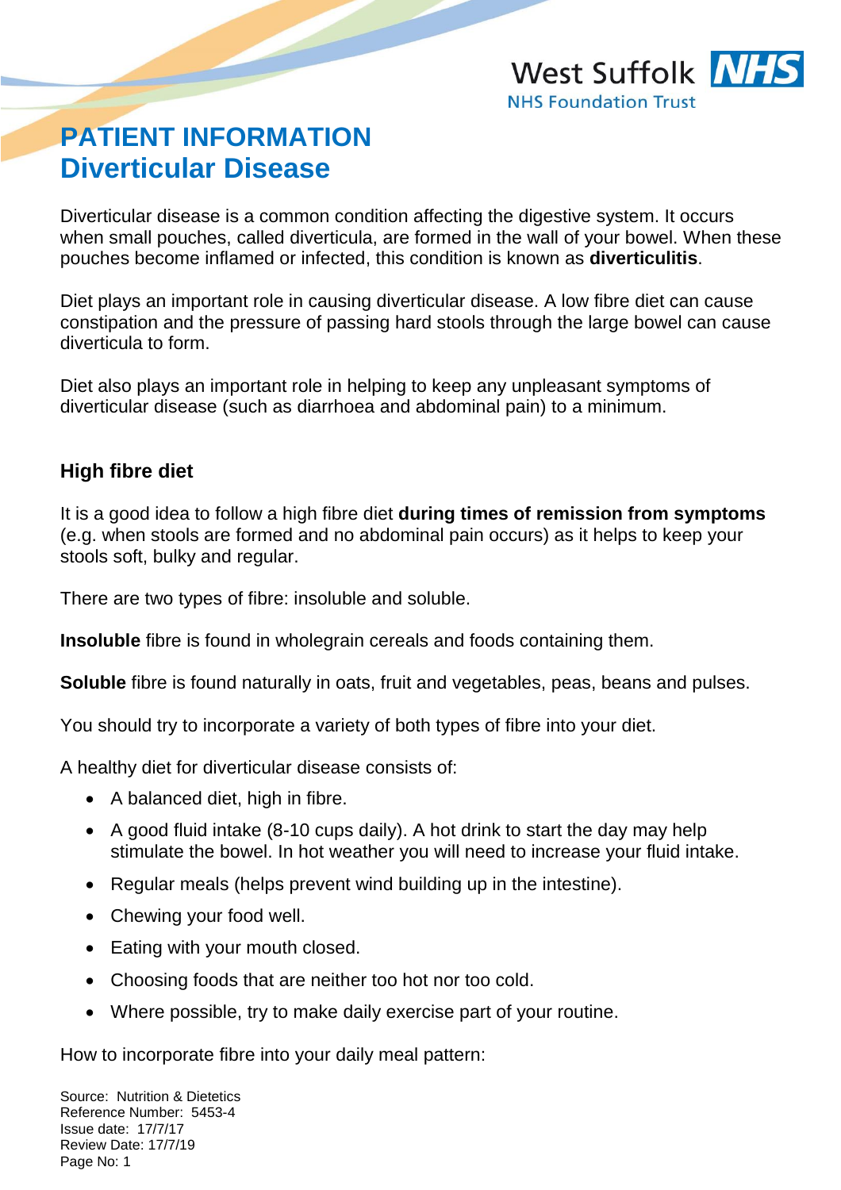# PATIENT INFORMATION
# Diverticular Disease

Diverticular disease is a common condition affecting the digestive system. It occurs when small pouches, called diverticula, are formed in the wall of your bowel. When these pouches become inflamed or infected, this condition is known as **diverticulitis**.

Diet plays an important role in causing diverticular disease. A low fibre diet can cause constipation and the pressure of passing hard stools through the large bowel can cause diverticula to form.

Diet also plays an important role in helping to keep any unpleasant symptoms of diverticular disease (such as diarrhoea and abdominal pain) to a minimum.

## High fibre diet

It is a good idea to follow a high fibre diet **during times of remission from symptoms** (e.g. when stools are formed and no abdominal pain occurs) as it helps to keep your stools soft, bulky and regular.

There are two types of fibre: insoluble and soluble.

**Insoluble** fibre is found in wholegrain cereals and foods containing them.

**Soluble** fibre is found naturally in oats, fruit and vegetables, peas, beans and pulses.

You should try to incorporate a variety of both types of fibre into your diet.

A healthy diet for diverticular disease consists of:

- A balanced diet, high in fibre.
- A good fluid intake (8-10 cups daily). A hot drink to start the day may help stimulate the bowel. In hot weather you will need to increase your fluid intake.
- Regular meals (helps prevent wind building up in the intestine).
- Chewing your food well.
- Eating with your mouth closed.
- Choosing foods that are neither too hot nor too cold.
- Where possible, try to make daily exercise part of your routine.

How to incorporate fibre into your daily meal pattern:

Source: Nutrition & Dietetics
Reference Number: 5453-4
Issue date: 17/7/17
Review Date: 17/7/19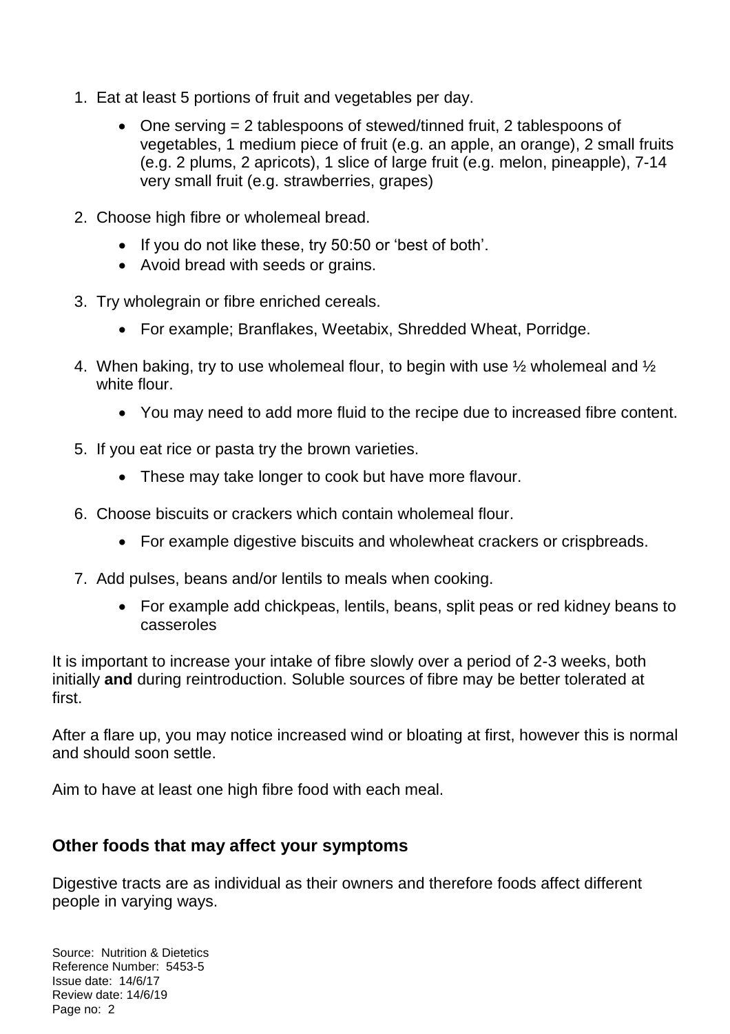1. Eat at least 5 portions of fruit and vegetables per day.
    - One serving = 2 tablespoons of stewed/tinned fruit, 2 tablespoons of vegetables, 1 medium piece of fruit (e.g. an apple, an orange), 2 small fruits (e.g. 2 plums, 2 apricots), 1 slice of large fruit (e.g. melon, pineapple), 7-14 very small fruit (e.g. strawberries, grapes)
2. Choose high fibre or wholemeal bread.
    - If you do not like these, try 50:50 or 'best of both'.
    - Avoid bread with seeds or grains.
3. Try wholegrain or fibre enriched cereals.
    - For example; Branflakes, Weetabix, Shredded Wheat, Porridge.
4. When baking, try to use wholemeal flour, to begin with use ½ wholemeal and ½ white flour.
    - You may need to add more fluid to the recipe due to increased fibre content.
5. If you eat rice or pasta try the brown varieties.
    - These may take longer to cook but have more flavour.
6. Choose biscuits or crackers which contain wholemeal flour.
    - For example digestive biscuits and wholewheat crackers or crispbreads.
7. Add pulses, beans and/or lentils to meals when cooking.
    - For example add chickpeas, lentils, beans, split peas or red kidney beans to casseroles

It is important to increase your intake of fibre slowly over a period of 2-3 weeks, both initially **and** during reintroduction. Soluble sources of fibre may be better tolerated at first.

After a flare up, you may notice increased wind or bloating at first, however this is normal and should soon settle.

Aim to have at least one high fibre food with each meal.

## Other foods that may affect your symptoms

Digestive tracts are as individual as their owners and therefore foods affect different people in varying ways.

Source: Nutrition & Dietetics
Reference Number: 5453-5
Issue date: 14/6/17
Review date: 14/6/19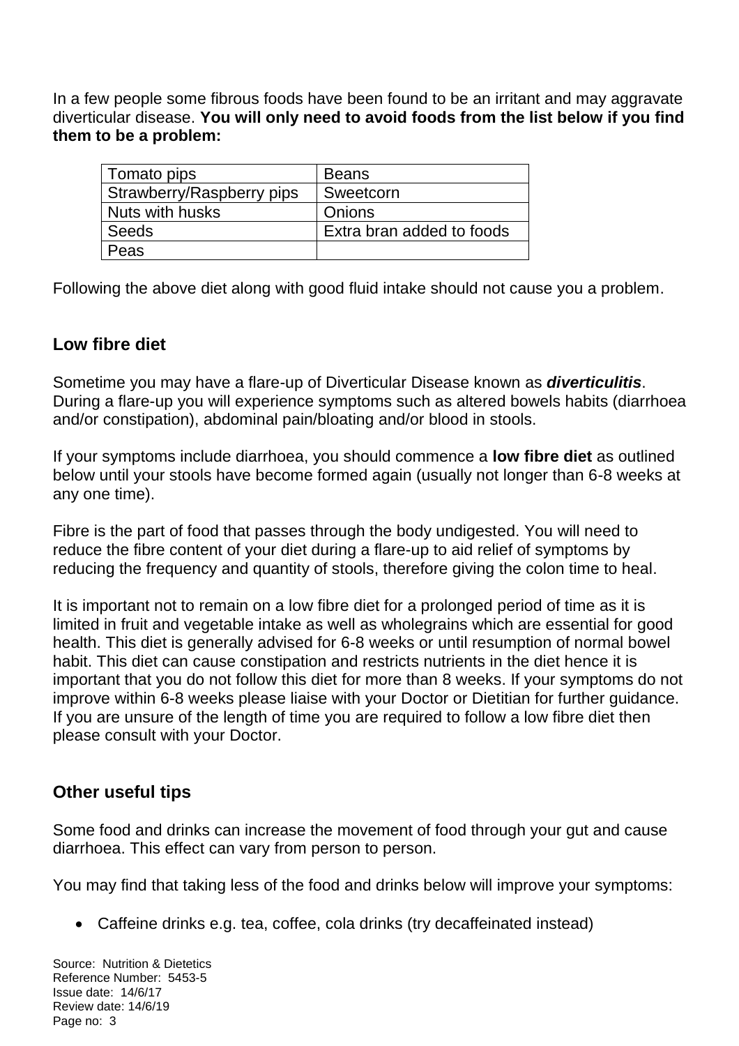In a few people some fibrous foods have been found to be an irritant and may aggravate diverticular disease. **You will only need to avoid foods from the list below if you find them to be a problem:**

| Tomato pips | Beans |
| --- | --- |
| Strawberry/Raspberry pips | Sweetcorn |
| Nuts with husks | Onions |
| Seeds | Extra bran added to foods |
| Peas | |

Following the above diet along with good fluid intake should not cause you a problem.

## Low fibre diet

Sometime you may have a flare-up of Diverticular Disease known as ***diverticulitis***. During a flare-up you will experience symptoms such as altered bowels habits (diarrhoea and/or constipation), abdominal pain/bloating and/or blood in stools.

If your symptoms include diarrhoea, you should commence a **low fibre diet** as outlined below until your stools have become formed again (usually not longer than 6-8 weeks at any one time).

Fibre is the part of food that passes through the body undigested. You will need to reduce the fibre content of your diet during a flare-up to aid relief of symptoms by reducing the frequency and quantity of stools, therefore giving the colon time to heal.

It is important not to remain on a low fibre diet for a prolonged period of time as it is limited in fruit and vegetable intake as well as wholegrains which are essential for good health. This diet is generally advised for 6-8 weeks or until resumption of normal bowel habit. This diet can cause constipation and restricts nutrients in the diet hence it is important that you do not follow this diet for more than 8 weeks. If your symptoms do not improve within 6-8 weeks please liaise with your Doctor or Dietitian for further guidance. If you are unsure of the length of time you are required to follow a low fibre diet then please consult with your Doctor.

## Other useful tips

Some food and drinks can increase the movement of food through your gut and cause diarrhoea. This effect can vary from person to person.

You may find that taking less of the food and drinks below will improve your symptoms:

- Caffeine drinks e.g. tea, coffee, cola drinks (try decaffeinated instead)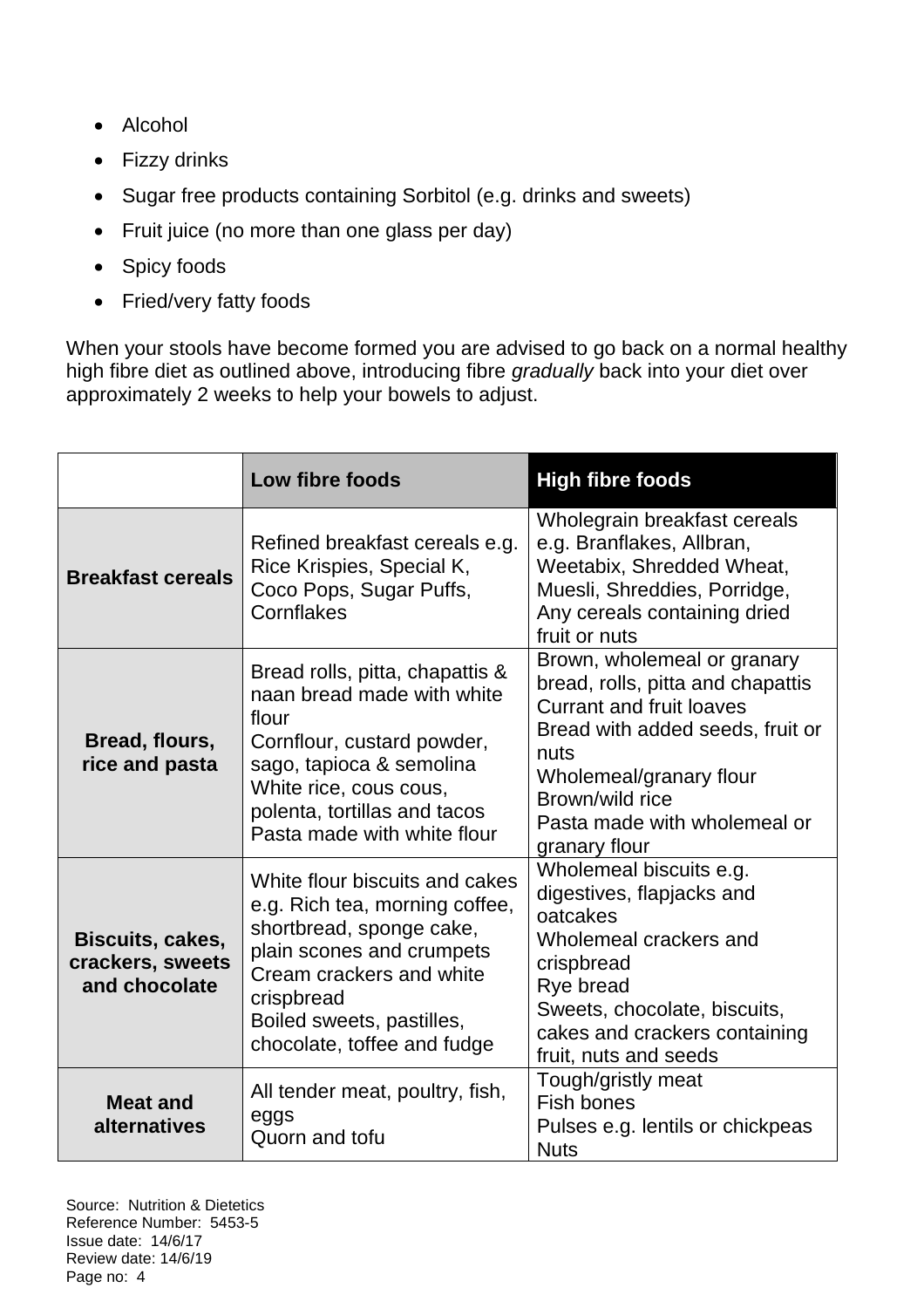- Alcohol
- Fizzy drinks
- Sugar free products containing Sorbitol (e.g. drinks and sweets)
- Fruit juice (no more than one glass per day)
- Spicy foods
- Fried/very fatty foods

When your stools have become formed you are advised to go back on a normal healthy high fibre diet as outlined above, introducing fibre *gradually* back into your diet over approximately 2 weeks to help your bowels to adjust.

| | **Low fibre foods** | **High fibre foods** |
|---|---|---|
| **Breakfast cereals** | Refined breakfast cereals e.g. Rice Krispies, Special K, Coco Pops, Sugar Puffs, Cornflakes | Wholegrain breakfast cereals e.g. Branflakes, Allbran, Weetabix, Shredded Wheat, Muesli, Shreddies, Porridge, Any cereals containing dried fruit or nuts |
| **Bread, flours, rice and pasta** | Bread rolls, pitta, chapattis & naan bread made with white flour<br>Cornflour, custard powder, sago, tapioca & semolina<br>White rice, cous cous, polenta, tortillas and tacos<br>Pasta made with white flour | Brown, wholemeal or granary bread, rolls, pitta and chapattis<br>Currant and fruit loaves<br>Bread with added seeds, fruit or nuts<br>Wholemeal/granary flour<br>Brown/wild rice<br>Pasta made with wholemeal or granary flour |
| **Biscuits, cakes, crackers, sweets and chocolate** | White flour biscuits and cakes e.g. Rich tea, morning coffee, shortbread, sponge cake, plain scones and crumpets<br>Cream crackers and white crispbread<br>Boiled sweets, pastilles, chocolate, toffee and fudge | Wholemeal biscuits e.g. digestives, flapjacks and oatcakes<br>Wholemeal crackers and crispbread<br>Rye bread<br>Sweets, chocolate, biscuits, cakes and crackers containing fruit, nuts and seeds |
| **Meat and alternatives** | All tender meat, poultry, fish, eggs<br>Quorn and tofu | Tough/gristly meat<br>Fish bones<br>Pulses e.g. lentils or chickpeas<br>Nuts |

Source: Nutrition & Dietetics
Reference Number: 5453-5
Issue date: 14/6/17
Review date: 14/6/19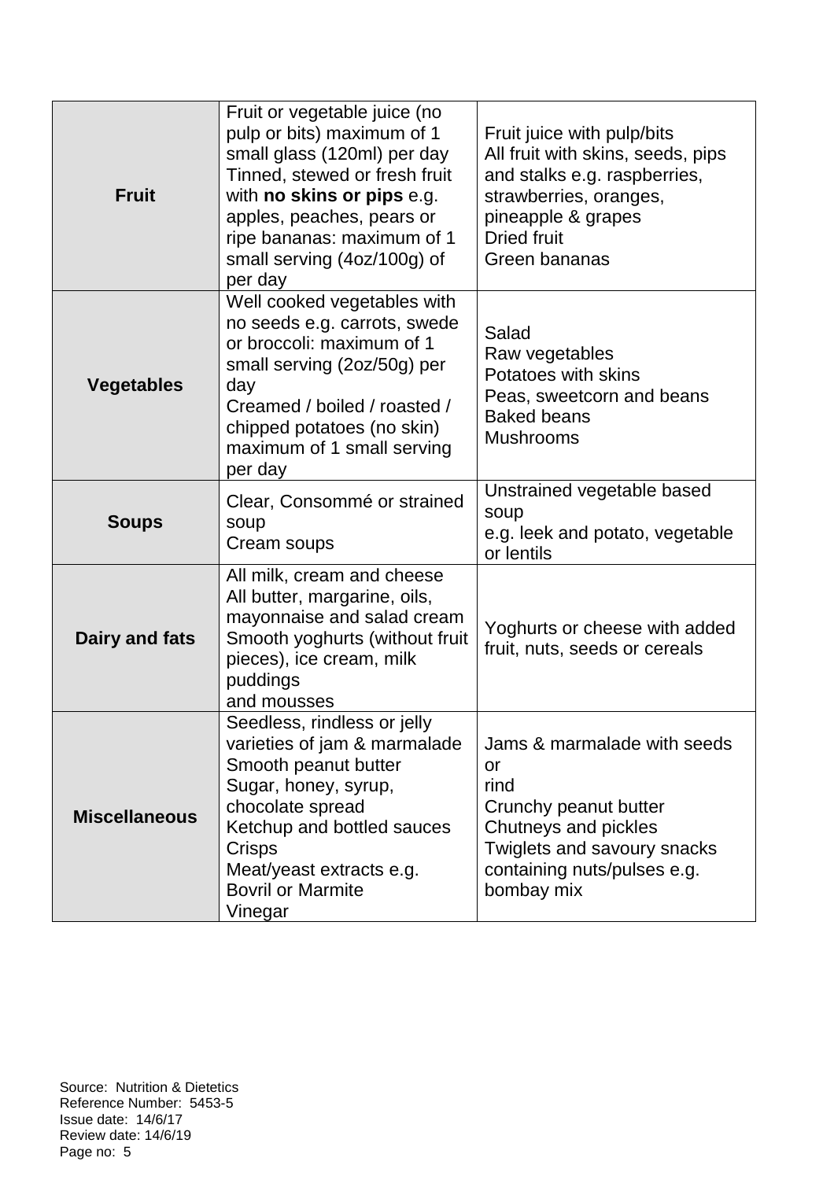| | | |
|---|---|---|
| **Fruit** | Fruit or vegetable juice (no pulp or bits) maximum of 1 small glass (120ml) per day<br>Tinned, stewed or fresh fruit with **no skins or pips** e.g. apples, peaches, pears or ripe bananas: maximum of 1 small serving (4oz/100g) of per day | Fruit juice with pulp/bits<br>All fruit with skins, seeds, pips and stalks e.g. raspberries, strawberries, oranges, pineapple & grapes<br>Dried fruit<br>Green bananas |
| **Vegetables** | Well cooked vegetables with no seeds e.g. carrots, swede or broccoli: maximum of 1 small serving (2oz/50g) per day<br>Creamed / boiled / roasted / chipped potatoes (no skin) maximum of 1 small serving per day | Salad<br>Raw vegetables<br>Potatoes with skins<br>Peas, sweetcorn and beans<br>Baked beans<br>Mushrooms |
| **Soups** | Clear, Consommé or strained soup<br>Cream soups | Unstrained vegetable based soup<br>e.g. leek and potato, vegetable or lentils |
| **Dairy and fats** | All milk, cream and cheese<br>All butter, margarine, oils, mayonnaise and salad cream<br>Smooth yoghurts (without fruit pieces), ice cream, milk puddings<br>and mousses | Yoghurts or cheese with added fruit, nuts, seeds or cereals |
| **Miscellaneous** | Seedless, rindless or jelly varieties of jam & marmalade<br>Smooth peanut butter<br>Sugar, honey, syrup, chocolate spread<br>Ketchup and bottled sauces<br>Crisps<br>Meat/yeast extracts e.g. Bovril or Marmite<br>Vinegar | Jams & marmalade with seeds or<br>rind<br>Crunchy peanut butter<br>Chutneys and pickles<br>Twiglets and savoury snacks containing nuts/pulses e.g. bombay mix |

Source: Nutrition & Dietetics
Reference Number: 5453-5
Issue date: 14/6/17
Review date: 14/6/19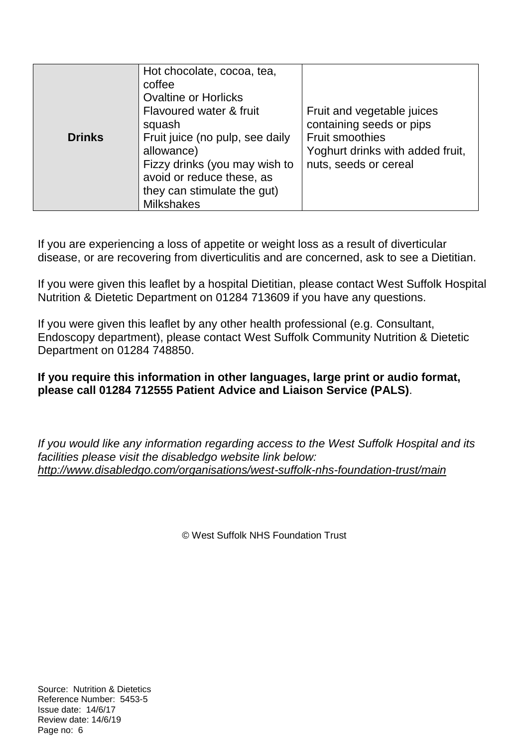| | | |
|---|---|---|
| **Drinks** | Hot chocolate, cocoa, tea, coffee<br>Ovaltine or Horlicks<br>Flavoured water & fruit squash<br>Fruit juice (no pulp, see daily allowance)<br>Fizzy drinks (you may wish to avoid or reduce these, as they can stimulate the gut)<br>Milkshakes | Fruit and vegetable juices containing seeds or pips<br>Fruit smoothies<br>Yoghurt drinks with added fruit, nuts, seeds or cereal |

If you are experiencing a loss of appetite or weight loss as a result of diverticular disease, or are recovering from diverticulitis and are concerned, ask to see a Dietitian.

If you were given this leaflet by a hospital Dietitian, please contact West Suffolk Hospital Nutrition & Dietetic Department on 01284 713609 if you have any questions.

If you were given this leaflet by any other health professional (e.g. Consultant, Endoscopy department), please contact West Suffolk Community Nutrition & Dietetic Department on 01284 748850.

**If you require this information in other languages, large print or audio format, please call 01284 712555 Patient Advice and Liaison Service (PALS)**.

*If you would like any information regarding access to the West Suffolk Hospital and its facilities please visit the disabledgo website link below:*
*http://www.disabledgo.com/organisations/west-suffolk-nhs-foundation-trust/main*

© West Suffolk NHS Foundation Trust

Source: Nutrition & Dietetics
Reference Number: 5453-5
Issue date: 14/6/17
Review date: 14/6/19